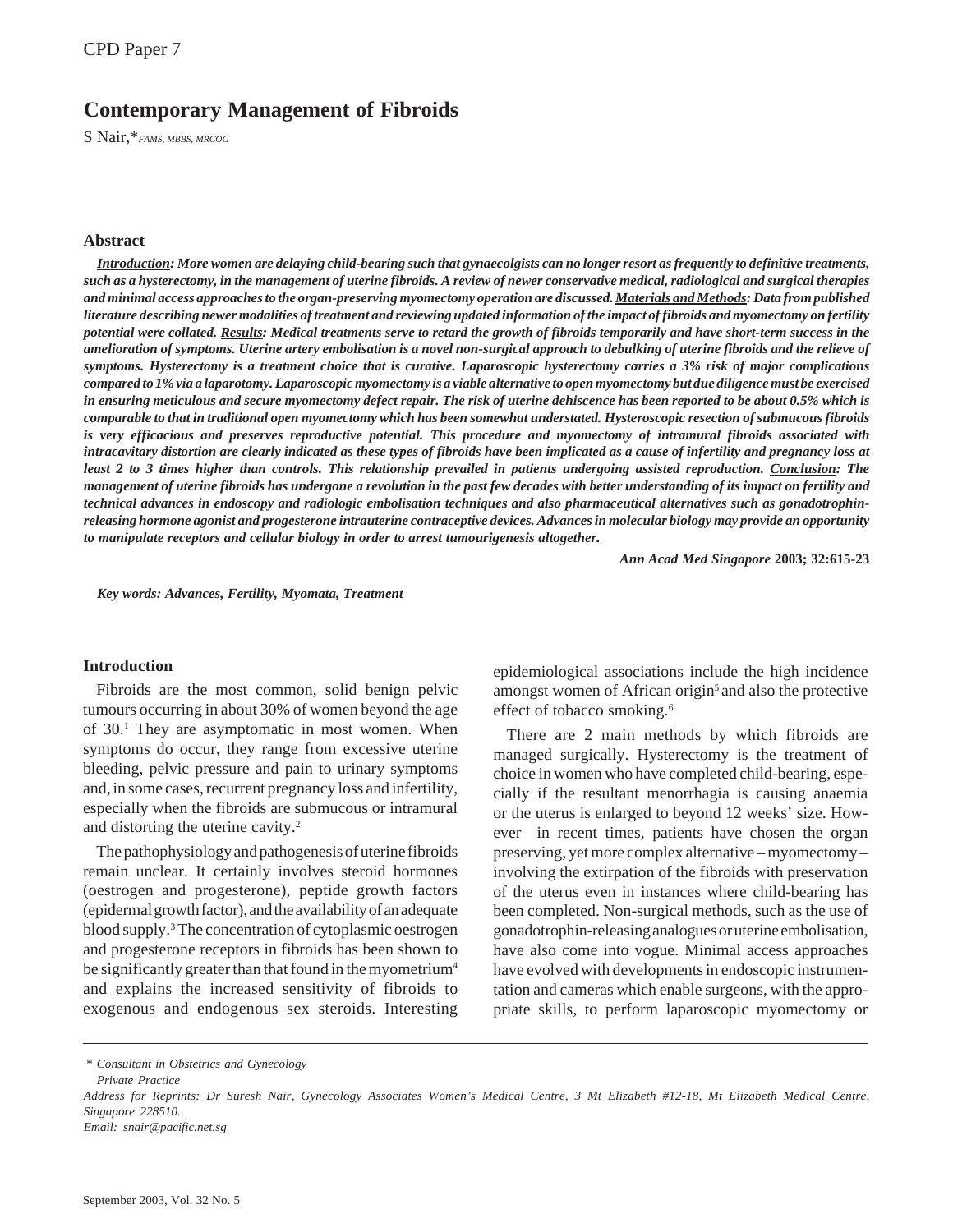CPD Paper 7

# Contemporary Management of Fibroids

S Nair,\**FAMS, MBBS, MRCOG*

## Abstract

***Introduction**: More women are delaying child-bearing such that gynaecolgists can no longer resort as frequently to definitive treatments, such as a hysterectomy, in the management of uterine fibroids. A review of newer conservative medical, radiological and surgical therapies and minimal access approaches to the organ-preserving myomectomy operation are discussed. **Materials and Methods**: Data from published literature describing newer modalities of treatment and reviewing updated information of the impact of fibroids and myomectomy on fertility potential were collated. **Results**: Medical treatments serve to retard the growth of fibroids temporarily and have short-term success in the amelioration of symptoms. Uterine artery embolisation is a novel non-surgical approach to debulking of uterine fibroids and the relieve of symptoms. Hysterectomy is a treatment choice that is curative. Laparoscopic hysterectomy carries a 3% risk of major complications compared to 1% via a laparotomy. Laparoscopic myomectomy is a viable alternative to open myomectomy but due diligence must be exercised in ensuring meticulous and secure myomectomy defect repair. The risk of uterine dehiscence has been reported to be about 0.5% which is comparable to that in traditional open myomectomy which has been somewhat understated. Hysteroscopic resection of submucous fibroids is very efficacious and preserves reproductive potential. This procedure and myomectomy of intramural fibroids associated with intracavitary distortion are clearly indicated as these types of fibroids have been implicated as a cause of infertility and pregnancy loss at least 2 to 3 times higher than controls. This relationship prevailed in patients undergoing assisted reproduction. **Conclusion**: The management of uterine fibroids has undergone a revolution in the past few decades with better understanding of its impact on fertility and technical advances in endoscopy and radiologic embolisation techniques and also pharmaceutical alternatives such as gonadotrophin-releasing hormone agonist and progesterone intrauterine contraceptive devices. Advances in molecular biology may provide an opportunity to manipulate receptors and cellular biology in order to arrest tumourigenesis altogether.*

***Ann Acad Med Singapore* 2003; 32:615-23**

***Key words: Advances, Fertility, Myomata, Treatment***

## Introduction

Fibroids are the most common, solid benign pelvic tumours occurring in about 30% of women beyond the age of 30.[1] They are asymptomatic in most women. When symptoms do occur, they range from excessive uterine bleeding, pelvic pressure and pain to urinary symptoms and, in some cases, recurrent pregnancy loss and infertility, especially when the fibroids are submucous or intramural and distorting the uterine cavity.[2]

The pathophysiology and pathogenesis of uterine fibroids remain unclear. It certainly involves steroid hormones (oestrogen and progesterone), peptide growth factors (epidermal growth factor), and the availability of an adequate blood supply.[3] The concentration of cytoplasmic oestrogen and progesterone receptors in fibroids has been shown to be significantly greater than that found in the myometrium[4] and explains the increased sensitivity of fibroids to exogenous and endogenous sex steroids. Interesting epidemiological associations include the high incidence amongst women of African origin[5] and also the protective effect of tobacco smoking.[6]

There are 2 main methods by which fibroids are managed surgically. Hysterectomy is the treatment of choice in women who have completed child-bearing, especially if the resultant menorrhagia is causing anaemia or the uterus is enlarged to beyond 12 weeks' size. However in recent times, patients have chosen the organ preserving, yet more complex alternative – myomectomy – involving the extirpation of the fibroids with preservation of the uterus even in instances where child-bearing has been completed. Non-surgical methods, such as the use of gonadotrophin-releasing analogues or uterine embolisation, have also come into vogue. Minimal access approaches have evolved with developments in endoscopic instrumentation and cameras which enable surgeons, with the appropriate skills, to perform laparoscopic myomectomy or

---

\* *Consultant in Obstetrics and Gynecology*
*Private Practice*

*Address for Reprints: Dr Suresh Nair, Gynecology Associates Women's Medical Centre, 3 Mt Elizabeth #12-18, Mt Elizabeth Medical Centre, Singapore 228510.*

*Email: snair@pacific.net.sg*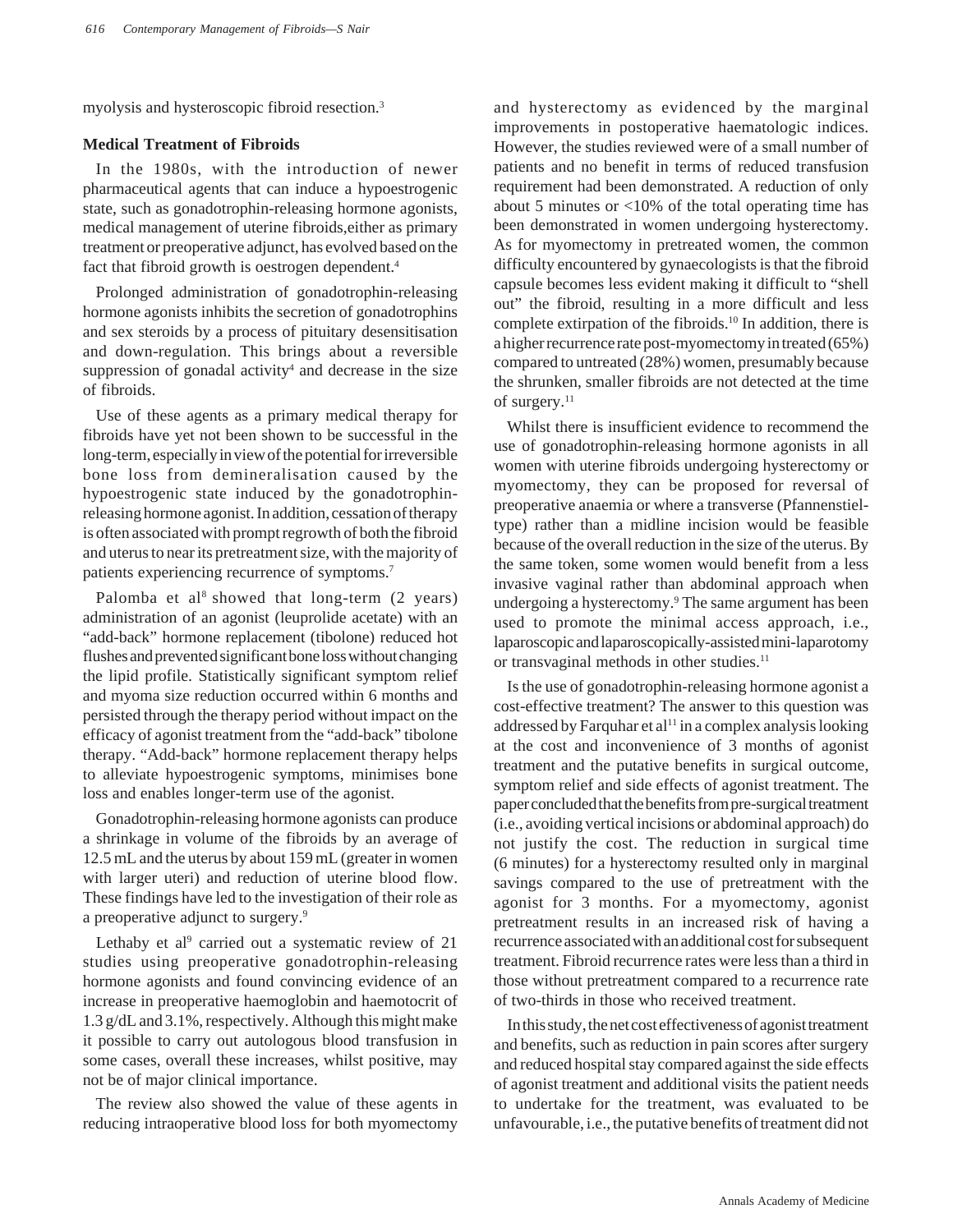myolysis and hysteroscopic fibroid resection.[3]

### Medical Treatment of Fibroids

In the 1980s, with the introduction of newer pharmaceutical agents that can induce a hypoestrogenic state, such as gonadotrophin-releasing hormone agonists, medical management of uterine fibroids,either as primary treatment or preoperative adjunct, has evolved based on the fact that fibroid growth is oestrogen dependent.[4]

Prolonged administration of gonadotrophin-releasing hormone agonists inhibits the secretion of gonadotrophins and sex steroids by a process of pituitary desensitisation and down-regulation. This brings about a reversible suppression of gonadal activity[4] and decrease in the size of fibroids.

Use of these agents as a primary medical therapy for fibroids have yet not been shown to be successful in the long-term, especially in view of the potential for irreversible bone loss from demineralisation caused by the hypoestrogenic state induced by the gonadotrophin-releasing hormone agonist. In addition, cessation of therapy is often associated with prompt regrowth of both the fibroid and uterus to near its pretreatment size, with the majority of patients experiencing recurrence of symptoms.[7]

Palomba et al[8] showed that long-term (2 years) administration of an agonist (leuprolide acetate) with an "add-back" hormone replacement (tibolone) reduced hot flushes and prevented significant bone loss without changing the lipid profile. Statistically significant symptom relief and myoma size reduction occurred within 6 months and persisted through the therapy period without impact on the efficacy of agonist treatment from the "add-back" tibolone therapy. "Add-back" hormone replacement therapy helps to alleviate hypoestrogenic symptoms, minimises bone loss and enables longer-term use of the agonist.

Gonadotrophin-releasing hormone agonists can produce a shrinkage in volume of the fibroids by an average of 12.5 mL and the uterus by about 159 mL (greater in women with larger uteri) and reduction of uterine blood flow. These findings have led to the investigation of their role as a preoperative adjunct to surgery.[9]

Lethaby et al[9] carried out a systematic review of 21 studies using preoperative gonadotrophin-releasing hormone agonists and found convincing evidence of an increase in preoperative haemoglobin and haemotocrit of 1.3 g/dL and 3.1%, respectively. Although this might make it possible to carry out autologous blood transfusion in some cases, overall these increases, whilst positive, may not be of major clinical importance.

The review also showed the value of these agents in reducing intraoperative blood loss for both myomectomy and hysterectomy as evidenced by the marginal improvements in postoperative haematologic indices. However, the studies reviewed were of a small number of patients and no benefit in terms of reduced transfusion requirement had been demonstrated. A reduction of only about 5 minutes or <10% of the total operating time has been demonstrated in women undergoing hysterectomy. As for myomectomy in pretreated women, the common difficulty encountered by gynaecologists is that the fibroid capsule becomes less evident making it difficult to "shell out" the fibroid, resulting in a more difficult and less complete extirpation of the fibroids.[10] In addition, there is a higher recurrence rate post-myomectomy in treated (65%) compared to untreated (28%) women, presumably because the shrunken, smaller fibroids are not detected at the time of surgery.[11]

Whilst there is insufficient evidence to recommend the use of gonadotrophin-releasing hormone agonists in all women with uterine fibroids undergoing hysterectomy or myomectomy, they can be proposed for reversal of preoperative anaemia or where a transverse (Pfannenstiel-type) rather than a midline incision would be feasible because of the overall reduction in the size of the uterus. By the same token, some women would benefit from a less invasive vaginal rather than abdominal approach when undergoing a hysterectomy.[9] The same argument has been used to promote the minimal access approach, i.e., laparoscopic and laparoscopically-assisted mini-laparotomy or transvaginal methods in other studies.[11]

Is the use of gonadotrophin-releasing hormone agonist a cost-effective treatment? The answer to this question was addressed by Farquhar et al[11] in a complex analysis looking at the cost and inconvenience of 3 months of agonist treatment and the putative benefits in surgical outcome, symptom relief and side effects of agonist treatment. The paper concluded that the benefits from pre-surgical treatment (i.e., avoiding vertical incisions or abdominal approach) do not justify the cost. The reduction in surgical time (6 minutes) for a hysterectomy resulted only in marginal savings compared to the use of pretreatment with the agonist for 3 months. For a myomectomy, agonist pretreatment results in an increased risk of having a recurrence associated with an additional cost for subsequent treatment. Fibroid recurrence rates were less than a third in those without pretreatment compared to a recurrence rate of two-thirds in those who received treatment.

In this study, the net cost effectiveness of agonist treatment and benefits, such as reduction in pain scores after surgery and reduced hospital stay compared against the side effects of agonist treatment and additional visits the patient needs to undertake for the treatment, was evaluated to be unfavourable, i.e., the putative benefits of treatment did not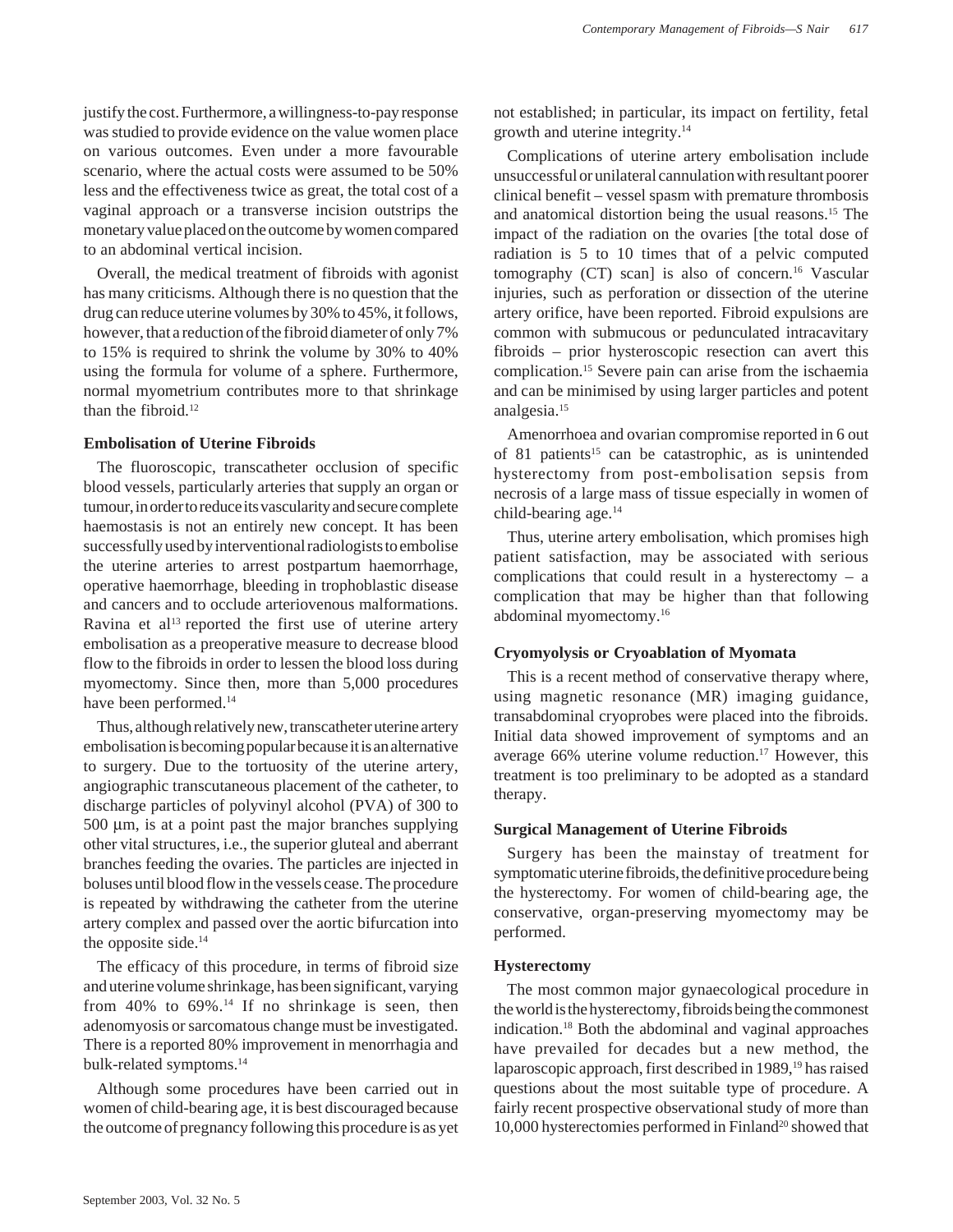justify the cost. Furthermore, a willingness-to-pay response was studied to provide evidence on the value women place on various outcomes. Even under a more favourable scenario, where the actual costs were assumed to be 50% less and the effectiveness twice as great, the total cost of a vaginal approach or a transverse incision outstrips the monetary value placed on the outcome by women compared to an abdominal vertical incision.

Overall, the medical treatment of fibroids with agonist has many criticisms. Although there is no question that the drug can reduce uterine volumes by 30% to 45%, it follows, however, that a reduction of the fibroid diameter of only 7% to 15% is required to shrink the volume by 30% to 40% using the formula for volume of a sphere. Furthermore, normal myometrium contributes more to that shrinkage than the fibroid.[12]

### Embolisation of Uterine Fibroids

The fluoroscopic, transcatheter occlusion of specific blood vessels, particularly arteries that supply an organ or tumour, in order to reduce its vascularity and secure complete haemostasis is not an entirely new concept. It has been successfully used by interventional radiologists to embolise the uterine arteries to arrest postpartum haemorrhage, operative haemorrhage, bleeding in trophoblastic disease and cancers and to occlude arteriovenous malformations. Ravina et al[13] reported the first use of uterine artery embolisation as a preoperative measure to decrease blood flow to the fibroids in order to lessen the blood loss during myomectomy. Since then, more than 5,000 procedures have been performed.[14]

Thus, although relatively new, transcatheter uterine artery embolisation is becoming popular because it is an alternative to surgery. Due to the tortuosity of the uterine artery, angiographic transcutaneous placement of the catheter, to discharge particles of polyvinyl alcohol (PVA) of 300 to 500 µm, is at a point past the major branches supplying other vital structures, i.e., the superior gluteal and aberrant branches feeding the ovaries. The particles are injected in boluses until blood flow in the vessels cease. The procedure is repeated by withdrawing the catheter from the uterine artery complex and passed over the aortic bifurcation into the opposite side.[14]

The efficacy of this procedure, in terms of fibroid size and uterine volume shrinkage, has been significant, varying from 40% to 69%.[14] If no shrinkage is seen, then adenomyosis or sarcomatous change must be investigated. There is a reported 80% improvement in menorrhagia and bulk-related symptoms.[14]

Although some procedures have been carried out in women of child-bearing age, it is best discouraged because the outcome of pregnancy following this procedure is as yet not established; in particular, its impact on fertility, fetal growth and uterine integrity.[14]

Complications of uterine artery embolisation include unsuccessful or unilateral cannulation with resultant poorer clinical benefit – vessel spasm with premature thrombosis and anatomical distortion being the usual reasons.[15] The impact of the radiation on the ovaries [the total dose of radiation is 5 to 10 times that of a pelvic computed tomography (CT) scan] is also of concern.[16] Vascular injuries, such as perforation or dissection of the uterine artery orifice, have been reported. Fibroid expulsions are common with submucous or pedunculated intracavitary fibroids – prior hysteroscopic resection can avert this complication.[15] Severe pain can arise from the ischaemia and can be minimised by using larger particles and potent analgesia.[15]

Amenorrhoea and ovarian compromise reported in 6 out of 81 patients[15] can be catastrophic, as is unintended hysterectomy from post-embolisation sepsis from necrosis of a large mass of tissue especially in women of child-bearing age.[14]

Thus, uterine artery embolisation, which promises high patient satisfaction, may be associated with serious complications that could result in a hysterectomy – a complication that may be higher than that following abdominal myomectomy.[16]

### Cryomyolysis or Cryoablation of Myomata

This is a recent method of conservative therapy where, using magnetic resonance (MR) imaging guidance, transabdominal cryoprobes were placed into the fibroids. Initial data showed improvement of symptoms and an average 66% uterine volume reduction.[17] However, this treatment is too preliminary to be adopted as a standard therapy.

### Surgical Management of Uterine Fibroids

Surgery has been the mainstay of treatment for symptomatic uterine fibroids, the definitive procedure being the hysterectomy. For women of child-bearing age, the conservative, organ-preserving myomectomy may be performed.

### Hysterectomy

The most common major gynaecological procedure in the world is the hysterectomy, fibroids being the commonest indication.[18] Both the abdominal and vaginal approaches have prevailed for decades but a new method, the laparoscopic approach, first described in 1989,[19] has raised questions about the most suitable type of procedure. A fairly recent prospective observational study of more than 10,000 hysterectomies performed in Finland[20] showed that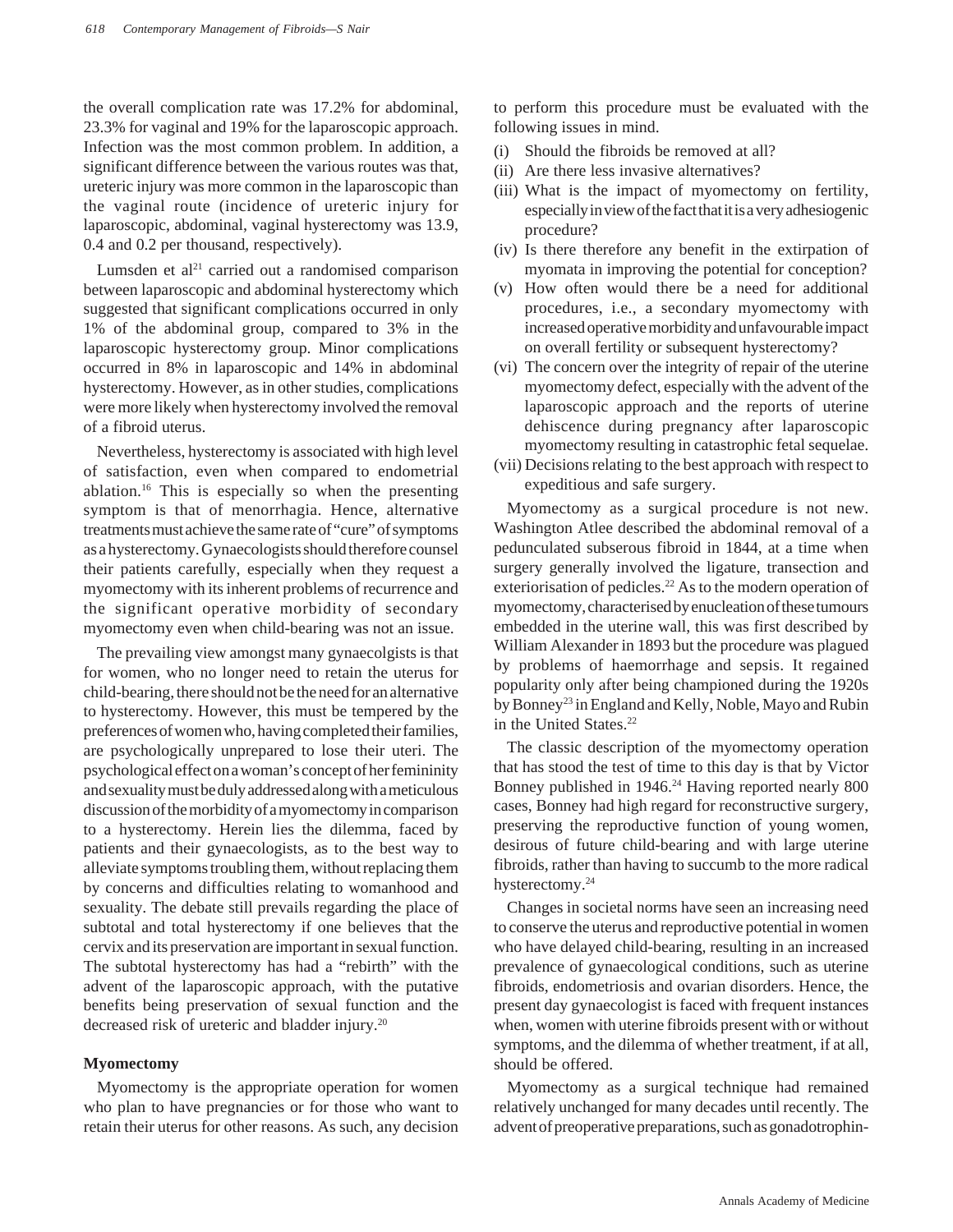the overall complication rate was 17.2% for abdominal, 23.3% for vaginal and 19% for the laparoscopic approach. Infection was the most common problem. In addition, a significant difference between the various routes was that, ureteric injury was more common in the laparoscopic than the vaginal route (incidence of ureteric injury for laparoscopic, abdominal, vaginal hysterectomy was 13.9, 0.4 and 0.2 per thousand, respectively).

Lumsden et al[21] carried out a randomised comparison between laparoscopic and abdominal hysterectomy which suggested that significant complications occurred in only 1% of the abdominal group, compared to 3% in the laparoscopic hysterectomy group. Minor complications occurred in 8% in laparoscopic and 14% in abdominal hysterectomy. However, as in other studies, complications were more likely when hysterectomy involved the removal of a fibroid uterus.

Nevertheless, hysterectomy is associated with high level of satisfaction, even when compared to endometrial ablation.[16] This is especially so when the presenting symptom is that of menorrhagia. Hence, alternative treatments must achieve the same rate of "cure" of symptoms as a hysterectomy. Gynaecologists should therefore counsel their patients carefully, especially when they request a myomectomy with its inherent problems of recurrence and the significant operative morbidity of secondary myomectomy even when child-bearing was not an issue.

The prevailing view amongst many gynaecolgists is that for women, who no longer need to retain the uterus for child-bearing, there should not be the need for an alternative to hysterectomy. However, this must be tempered by the preferences of women who, having completed their families, are psychologically unprepared to lose their uteri. The psychological effect on a woman's concept of her femininity and sexuality must be duly addressed along with a meticulous discussion of the morbidity of a myomectomy in comparison to a hysterectomy. Herein lies the dilemma, faced by patients and their gynaecologists, as to the best way to alleviate symptoms troubling them, without replacing them by concerns and difficulties relating to womanhood and sexuality. The debate still prevails regarding the place of subtotal and total hysterectomy if one believes that the cervix and its preservation are important in sexual function. The subtotal hysterectomy has had a "rebirth" with the advent of the laparoscopic approach, with the putative benefits being preservation of sexual function and the decreased risk of ureteric and bladder injury.[20]

## Myomectomy

Myomectomy is the appropriate operation for women who plan to have pregnancies or for those who want to retain their uterus for other reasons. As such, any decision to perform this procedure must be evaluated with the following issues in mind.

(i) Should the fibroids be removed at all?
(ii) Are there less invasive alternatives?
(iii) What is the impact of myomectomy on fertility, especially in view of the fact that it is a very adhesiogenic procedure?
(iv) Is there therefore any benefit in the extirpation of myomata in improving the potential for conception?
(v) How often would there be a need for additional procedures, i.e., a secondary myomectomy with increased operative morbidity and unfavourable impact on overall fertility or subsequent hysterectomy?
(vi) The concern over the integrity of repair of the uterine myomectomy defect, especially with the advent of the laparoscopic approach and the reports of uterine dehiscence during pregnancy after laparoscopic myomectomy resulting in catastrophic fetal sequelae.
(vii) Decisions relating to the best approach with respect to expeditious and safe surgery.

Myomectomy as a surgical procedure is not new. Washington Atlee described the abdominal removal of a pedunculated subserous fibroid in 1844, at a time when surgery generally involved the ligature, transection and exteriorisation of pedicles.[22] As to the modern operation of myomectomy, characterised by enucleation of these tumours embedded in the uterine wall, this was first described by William Alexander in 1893 but the procedure was plagued by problems of haemorrhage and sepsis. It regained popularity only after being championed during the 1920s by Bonney[23] in England and Kelly, Noble, Mayo and Rubin in the United States.[22]

The classic description of the myomectomy operation that has stood the test of time to this day is that by Victor Bonney published in 1946.[24] Having reported nearly 800 cases, Bonney had high regard for reconstructive surgery, preserving the reproductive function of young women, desirous of future child-bearing and with large uterine fibroids, rather than having to succumb to the more radical hysterectomy.[24]

Changes in societal norms have seen an increasing need to conserve the uterus and reproductive potential in women who have delayed child-bearing, resulting in an increased prevalence of gynaecological conditions, such as uterine fibroids, endometriosis and ovarian disorders. Hence, the present day gynaecologist is faced with frequent instances when, women with uterine fibroids present with or without symptoms, and the dilemma of whether treatment, if at all, should be offered.

Myomectomy as a surgical technique had remained relatively unchanged for many decades until recently. The advent of preoperative preparations, such as gonadotrophin-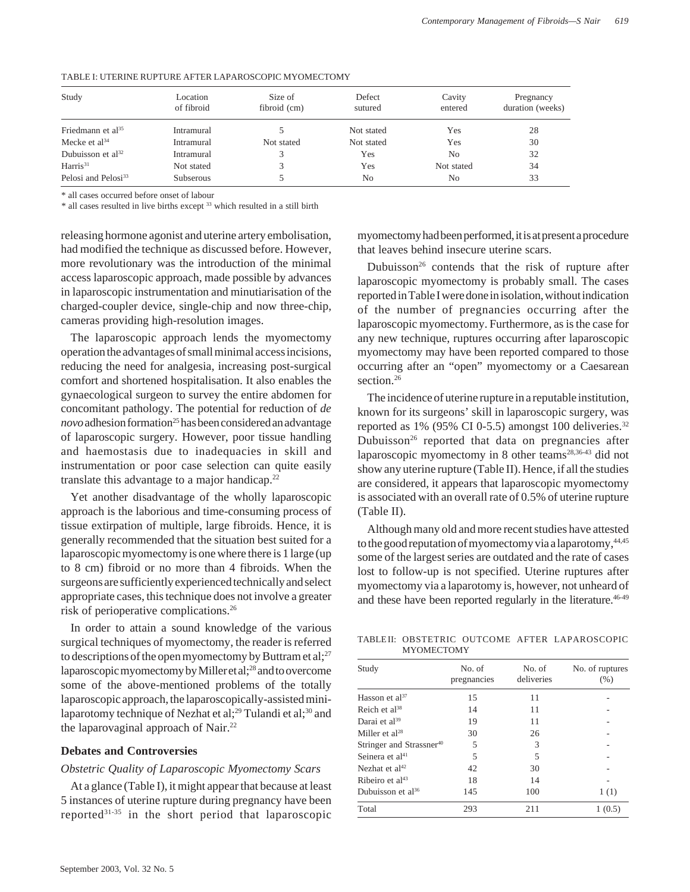TABLE I: UTERINE RUPTURE AFTER LAPAROSCOPIC MYOMECTOMY

| Study | Location of fibroid | Size of fibroid (cm) | Defect sutured | Cavity entered | Pregnancy duration (weeks) |
|---|---|---|---|---|---|
| Friedmann et al[35] | Intramural | 5 | Not stated | Yes | 28 |
| Mecke et al[34] | Intramural | Not stated | Not stated | Yes | 30 |
| Dubuisson et al[32] | Intramural | 3 | Yes | No | 32 |
| Harris[31] | Not stated | 3 | Yes | Not stated | 34 |
| Pelosi and Pelosi[33] | Subserous | 5 | No | No | 33 |

* all cases occurred before onset of labour
* all cases resulted in live births except [33] which resulted in a still birth

releasing hormone agonist and uterine artery embolisation, had modified the technique as discussed before. However, more revolutionary was the introduction of the minimal access laparoscopic approach, made possible by advances in laparoscopic instrumentation and minutiarisation of the charged-coupler device, single-chip and now three-chip, cameras providing high-resolution images.

The laparoscopic approach lends the myomectomy operation the advantages of small minimal access incisions, reducing the need for analgesia, increasing post-surgical comfort and shortened hospitalisation. It also enables the gynaecological surgeon to survey the entire abdomen for concomitant pathology. The potential for reduction of *de novo* adhesion formation[25] has been considered an advantage of laparoscopic surgery. However, poor tissue handling and haemostasis due to inadequacies in skill and instrumentation or poor case selection can quite easily translate this advantage to a major handicap.[22]

Yet another disadvantage of the wholly laparoscopic approach is the laborious and time-consuming process of tissue extirpation of multiple, large fibroids. Hence, it is generally recommended that the situation best suited for a laparoscopic myomectomy is one where there is 1 large (up to 8 cm) fibroid or no more than 4 fibroids. When the surgeons are sufficiently experienced technically and select appropriate cases, this technique does not involve a greater risk of perioperative complications.[26]

In order to attain a sound knowledge of the various surgical techniques of myomectomy, the reader is referred to descriptions of the open myomectomy by Buttram et al;[27] laparoscopic myomectomy by Miller et al;[28] and to overcome some of the above-mentioned problems of the totally laparoscopic approach, the laparoscopically-assisted mini-laparotomy technique of Nezhat et al;[29] Tulandi et al;[30] and the laparovaginal approach of Nair.[22]

## Debates and Controversies

### *Obstetric Quality of Laparoscopic Myomectomy Scars*

At a glance (Table I), it might appear that because at least 5 instances of uterine rupture during pregnancy have been reported[31-35] in the short period that laparoscopic myomectomy had been performed, it is at present a procedure that leaves behind insecure uterine scars.

Dubuisson[26] contends that the risk of rupture after laparoscopic myomectomy is probably small. The cases reported in Table I were done in isolation, without indication of the number of pregnancies occurring after the laparoscopic myomectomy. Furthermore, as is the case for any new technique, ruptures occurring after laparoscopic myomectomy may have been reported compared to those occurring after an "open" myomectomy or a Caesarean section.[26]

The incidence of uterine rupture in a reputable institution, known for its surgeons' skill in laparoscopic surgery, was reported as 1% (95% CI 0-5.5) amongst 100 deliveries.[32] Dubuisson[26] reported that data on pregnancies after laparoscopic myomectomy in 8 other teams[28,36-43] did not show any uterine rupture (Table II). Hence, if all the studies are considered, it appears that laparoscopic myomectomy is associated with an overall rate of 0.5% of uterine rupture (Table II).

Although many old and more recent studies have attested to the good reputation of myomectomy via a laparotomy,[44,45] some of the largest series are outdated and the rate of cases lost to follow-up is not specified. Uterine ruptures after myomectomy via a laparotomy is, however, not unheard of and these have been reported regularly in the literature.[46-49]

TABLE II: OBSTETRIC OUTCOME AFTER LAPAROSCOPIC MYOMECTOMY

| Study | No. of pregnancies | No. of deliveries | No. of ruptures (%) |
|---|---|---|---|
| Hasson et al[37] | 15 | 11 | - |
| Reich et al[38] | 14 | 11 | - |
| Darai et al[39] | 19 | 11 | - |
| Miller et al[28] | 30 | 26 | - |
| Stringer and Strassner[40] | 5 | 3 | - |
| Seinera et al[41] | 5 | 5 | - |
| Nezhat et al[42] | 42 | 30 | - |
| Ribeiro et al[43] | 18 | 14 | - |
| Dubuisson et al[36] | 145 | 100 | 1 (1) |
| Total | 293 | 211 | 1 (0.5) |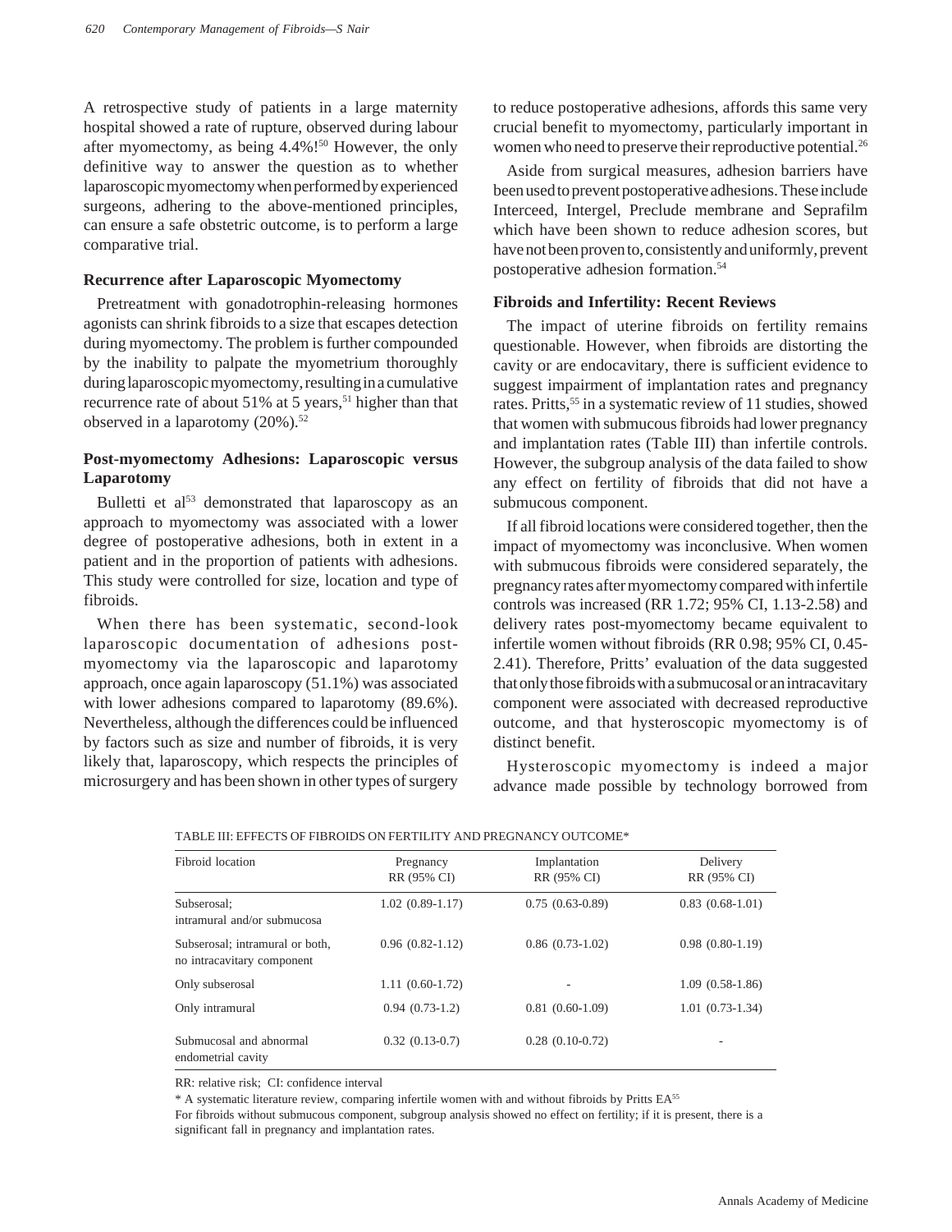A retrospective study of patients in a large maternity hospital showed a rate of rupture, observed during labour after myomectomy, as being 4.4%![50] However, the only definitive way to answer the question as to whether laparoscopic myomectomy when performed by experienced surgeons, adhering to the above-mentioned principles, can ensure a safe obstetric outcome, is to perform a large comparative trial.

### Recurrence after Laparoscopic Myomectomy

Pretreatment with gonadotrophin-releasing hormones agonists can shrink fibroids to a size that escapes detection during myomectomy. The problem is further compounded by the inability to palpate the myometrium thoroughly during laparoscopic myomectomy, resulting in a cumulative recurrence rate of about 51% at 5 years,[51] higher than that observed in a laparotomy (20%).[52]

### Post-myomectomy Adhesions: Laparoscopic versus Laparotomy

Bulletti et al[53] demonstrated that laparoscopy as an approach to myomectomy was associated with a lower degree of postoperative adhesions, both in extent in a patient and in the proportion of patients with adhesions. This study were controlled for size, location and type of fibroids.

When there has been systematic, second-look laparoscopic documentation of adhesions post-myomectomy via the laparoscopic and laparotomy approach, once again laparoscopy (51.1%) was associated with lower adhesions compared to laparotomy (89.6%). Nevertheless, although the differences could be influenced by factors such as size and number of fibroids, it is very likely that, laparoscopy, which respects the principles of microsurgery and has been shown in other types of surgery to reduce postoperative adhesions, affords this same very crucial benefit to myomectomy, particularly important in women who need to preserve their reproductive potential.[26]

Aside from surgical measures, adhesion barriers have been used to prevent postoperative adhesions. These include Interceed, Intergel, Preclude membrane and Seprafilm which have been shown to reduce adhesion scores, but have not been proven to, consistently and uniformly, prevent postoperative adhesion formation.[54]

### Fibroids and Infertility: Recent Reviews

The impact of uterine fibroids on fertility remains questionable. However, when fibroids are distorting the cavity or are endocavitary, there is sufficient evidence to suggest impairment of implantation rates and pregnancy rates. Pritts,[55] in a systematic review of 11 studies, showed that women with submucous fibroids had lower pregnancy and implantation rates (Table III) than infertile controls. However, the subgroup analysis of the data failed to show any effect on fertility of fibroids that did not have a submucous component.

If all fibroid locations were considered together, then the impact of myomectomy was inconclusive. When women with submucous fibroids were considered separately, the pregnancy rates after myomectomy compared with infertile controls was increased (RR 1.72; 95% CI, 1.13-2.58) and delivery rates post-myomectomy became equivalent to infertile women without fibroids (RR 0.98; 95% CI, 0.45-2.41). Therefore, Pritts' evaluation of the data suggested that only those fibroids with a submucosal or an intracavitary component were associated with decreased reproductive outcome, and that hysteroscopic myomectomy is of distinct benefit.

Hysteroscopic myomectomy is indeed a major advance made possible by technology borrowed from

TABLE III: EFFECTS OF FIBROIDS ON FERTILITY AND PREGNANCY OUTCOME*

| Fibroid location | Pregnancy RR (95% CI) | Implantation RR (95% CI) | Delivery RR (95% CI) |
|---|---|---|---|
| Subserosal; intramural and/or submucosa | 1.02 (0.89-1.17) | 0.75 (0.63-0.89) | 0.83 (0.68-1.01) |
| Subserosal; intramural or both, no intracavitary component | 0.96 (0.82-1.12) | 0.86 (0.73-1.02) | 0.98 (0.80-1.19) |
| Only subserosal | 1.11 (0.60-1.72) | - | 1.09 (0.58-1.86) |
| Only intramural | 0.94 (0.73-1.2) | 0.81 (0.60-1.09) | 1.01 (0.73-1.34) |
| Submucosal and abnormal endometrial cavity | 0.32 (0.13-0.7) | 0.28 (0.10-0.72) | - |

RR: relative risk; CI: confidence interval

* A systematic literature review, comparing infertile women with and without fibroids by Pritts EA[55]

For fibroids without submucous component, subgroup analysis showed no effect on fertility; if it is present, there is a significant fall in pregnancy and implantation rates.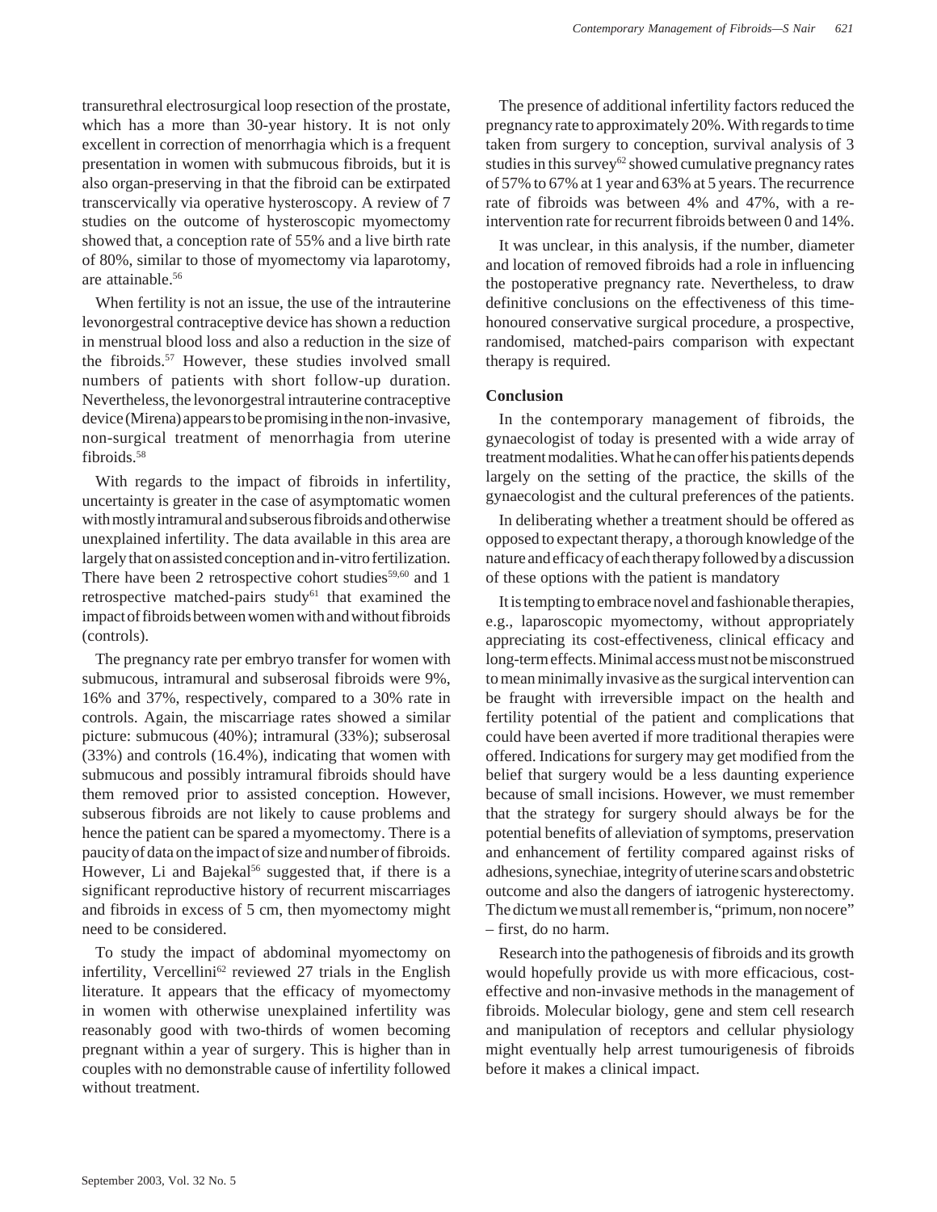transurethral electrosurgical loop resection of the prostate, which has a more than 30-year history. It is not only excellent in correction of menorrhagia which is a frequent presentation in women with submucous fibroids, but it is also organ-preserving in that the fibroid can be extirpated transcervically via operative hysteroscopy. A review of 7 studies on the outcome of hysteroscopic myomectomy showed that, a conception rate of 55% and a live birth rate of 80%, similar to those of myomectomy via laparotomy, are attainable.[56]

When fertility is not an issue, the use of the intrauterine levonorgestral contraceptive device has shown a reduction in menstrual blood loss and also a reduction in the size of the fibroids.[57] However, these studies involved small numbers of patients with short follow-up duration. Nevertheless, the levonorgestral intrauterine contraceptive device (Mirena) appears to be promising in the non-invasive, non-surgical treatment of menorrhagia from uterine fibroids.[58]

With regards to the impact of fibroids in infertility, uncertainty is greater in the case of asymptomatic women with mostly intramural and subserous fibroids and otherwise unexplained infertility. The data available in this area are largely that on assisted conception and in-vitro fertilization. There have been 2 retrospective cohort studies[59,60] and 1 retrospective matched-pairs study[61] that examined the impact of fibroids between women with and without fibroids (controls).

The pregnancy rate per embryo transfer for women with submucous, intramural and subserosal fibroids were 9%, 16% and 37%, respectively, compared to a 30% rate in controls. Again, the miscarriage rates showed a similar picture: submucous (40%); intramural (33%); subserosal (33%) and controls (16.4%), indicating that women with submucous and possibly intramural fibroids should have them removed prior to assisted conception. However, subserous fibroids are not likely to cause problems and hence the patient can be spared a myomectomy. There is a paucity of data on the impact of size and number of fibroids. However, Li and Bajekal[56] suggested that, if there is a significant reproductive history of recurrent miscarriages and fibroids in excess of 5 cm, then myomectomy might need to be considered.

To study the impact of abdominal myomectomy on infertility, Vercellini[62] reviewed 27 trials in the English literature. It appears that the efficacy of myomectomy in women with otherwise unexplained infertility was reasonably good with two-thirds of women becoming pregnant within a year of surgery. This is higher than in couples with no demonstrable cause of infertility followed without treatment.

The presence of additional infertility factors reduced the pregnancy rate to approximately 20%. With regards to time taken from surgery to conception, survival analysis of 3 studies in this survey[62] showed cumulative pregnancy rates of 57% to 67% at 1 year and 63% at 5 years. The recurrence rate of fibroids was between 4% and 47%, with a re-intervention rate for recurrent fibroids between 0 and 14%.

It was unclear, in this analysis, if the number, diameter and location of removed fibroids had a role in influencing the postoperative pregnancy rate. Nevertheless, to draw definitive conclusions on the effectiveness of this time-honoured conservative surgical procedure, a prospective, randomised, matched-pairs comparison with expectant therapy is required.

## Conclusion

In the contemporary management of fibroids, the gynaecologist of today is presented with a wide array of treatment modalities. What he can offer his patients depends largely on the setting of the practice, the skills of the gynaecologist and the cultural preferences of the patients.

In deliberating whether a treatment should be offered as opposed to expectant therapy, a thorough knowledge of the nature and efficacy of each therapy followed by a discussion of these options with the patient is mandatory

It is tempting to embrace novel and fashionable therapies, e.g., laparoscopic myomectomy, without appropriately appreciating its cost-effectiveness, clinical efficacy and long-term effects. Minimal access must not be misconstrued to mean minimally invasive as the surgical intervention can be fraught with irreversible impact on the health and fertility potential of the patient and complications that could have been averted if more traditional therapies were offered. Indications for surgery may get modified from the belief that surgery would be a less daunting experience because of small incisions. However, we must remember that the strategy for surgery should always be for the potential benefits of alleviation of symptoms, preservation and enhancement of fertility compared against risks of adhesions, synechiae, integrity of uterine scars and obstetric outcome and also the dangers of iatrogenic hysterectomy. The dictum we must all remember is, "primum, non nocere" – first, do no harm.

Research into the pathogenesis of fibroids and its growth would hopefully provide us with more efficacious, cost-effective and non-invasive methods in the management of fibroids. Molecular biology, gene and stem cell research and manipulation of receptors and cellular physiology might eventually help arrest tumourigenesis of fibroids before it makes a clinical impact.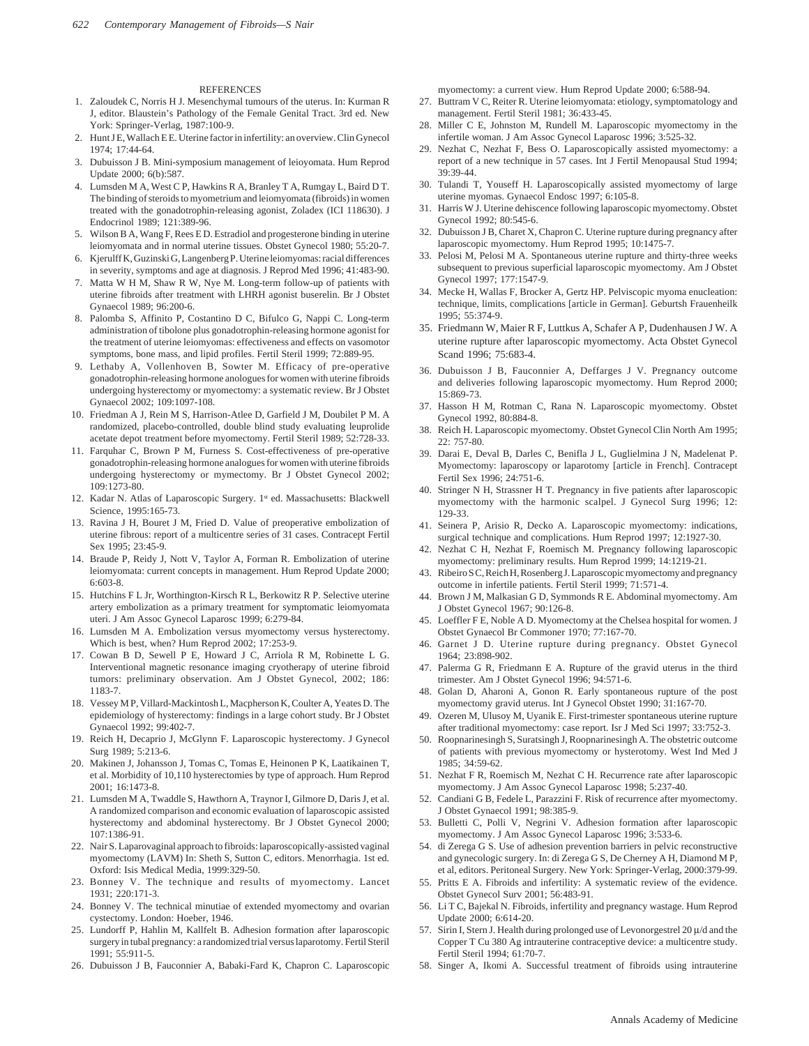## REFERENCES

1. Zaloudek C, Norris H J. Mesenchymal tumours of the uterus. In: Kurman R J, editor. Blaustein's Pathology of the Female Genital Tract. 3rd ed. New York: Springer-Verlag, 1987:100-9.
2. Hunt J E, Wallach E E. Uterine factor in infertility: an overview. Clin Gynecol 1974; 17:44-64.
3. Dubuisson J B. Mini-symposium management of leioyomata. Hum Reprod Update 2000; 6(b):587.
4. Lumsden M A, West C P, Hawkins R A, Branley T A, Rumgay L, Baird D T. The binding of steroids to myometrium and leiomyomata (fibroids) in women treated with the gonadotrophin-releasing agonist, Zoladex (ICI 118630). J Endocrinol 1989; 121:389-96.
5. Wilson B A, Wang F, Rees E D. Estradiol and progesterone binding in uterine leiomyomata and in normal uterine tissues. Obstet Gynecol 1980; 55:20-7.
6. Kjerulff K, Guzinski G, Langenberg P. Uterine leiomyomas: racial differences in severity, symptoms and age at diagnosis. J Reprod Med 1996; 41:483-90.
7. Matta W H M, Shaw R W, Nye M. Long-term follow-up of patients with uterine fibroids after treatment with LHRH agonist buserelin. Br J Obstet Gynaecol 1989; 96:200-6.
8. Palomba S, Affinito P, Costantino D C, Bifulco G, Nappi C. Long-term administration of tibolone plus gonadotrophin-releasing hormone agonist for the treatment of uterine leiomyomas: effectiveness and effects on vasomotor symptoms, bone mass, and lipid profiles. Fertil Steril 1999; 72:889-95.
9. Lethaby A, Vollenhoven B, Sowter M. Efficacy of pre-operative gonadotrophin-releasing hormone analogues for women with uterine fibroids undergoing hysterectomy or myomectomy: a systematic review. Br J Obstet Gynaecol 2002; 109:1097-108.
10. Friedman A J, Rein M S, Harrison-Atlee D, Garfield J M, Doubilet P M. A randomized, placebo-controlled, double blind study evaluating leuprolide acetate depot treatment before myomectomy. Fertil Steril 1989; 52:728-33.
11. Farquhar C, Brown P M, Furness S. Cost-effectiveness of pre-operative gonadotrophin-releasing hormone analogues for women with uterine fibroids undergoing hysterectomy or mymectomy. Br J Obstet Gynecol 2002; 109:1273-80.
12. Kadar N. Atlas of Laparoscopic Surgery. 1st ed. Massachusetts: Blackwell Science, 1995:165-73.
13. Ravina J H, Bouret J M, Fried D. Value of preoperative embolization of uterine fibrous: report of a multicentre series of 31 cases. Contracept Fertil Sex 1995; 23:45-9.
14. Braude P, Reidy J, Nott V, Taylor A, Forman R. Embolization of uterine leiomyomata: current concepts in management. Hum Reprod Update 2000; 6:603-8.
15. Hutchins F L Jr, Worthington-Kirsch R L, Berkowitz R P. Selective uterine artery embolization as a primary treatment for symptomatic leiomyomata uteri. J Am Assoc Gynecol Laparosc 1999; 6:279-84.
16. Lumsden M A. Embolization versus myomectomy versus hysterectomy. Which is best, when? Hum Reprod 2002; 17:253-9.
17. Cowan B D, Sewell P E, Howard J C, Arriola R M, Robinette L G. Interventional magnetic resonance imaging cryotherapy of uterine fibroid tumors: preliminary observation. Am J Obstet Gynecol, 2002; 186: 1183-7.
18. Vessey M P, Villard-Mackintosh L, Macpherson K, Coulter A, Yeates D. The epidemiology of hysterectomy: findings in a large cohort study. Br J Obstet Gynaecol 1992; 99:402-7.
19. Reich H, Decaprio J, McGlynn F. Laparoscopic hysterectomy. J Gynecol Surg 1989; 5:213-6.
20. Makinen J, Johansson J, Tomas C, Tomas E, Heinonen P K, Laatikainen T, et al. Morbidity of 10,110 hysterectomies by type of approach. Hum Reprod 2001; 16:1473-8.
21. Lumsden M A, Twaddle S, Hawthorn A, Traynor I, Gilmore D, Daris J, et al. A randomized comparison and economic evaluation of laparoscopic assisted hysterectomy and abdominal hysterectomy. Br J Obstet Gynecol 2000; 107:1386-91.
22. Nair S. Laparovaginal approach to fibroids: laparoscopically-assisted vaginal myomectomy (LAVM) In: Sheth S, Sutton C, editors. Menorrhagia. 1st ed. Oxford: Isis Medical Media, 1999:329-50.
23. Bonney V. The technique and results of myomectomy. Lancet 1931; 220:171-3.
24. Bonney V. The technical minutiae of extended myomectomy and ovarian cystectomy. London: Hoeber, 1946.
25. Lundorff P, Hahlin M, Kallfelt B. Adhesion formation after laparoscopic surgery in tubal pregnancy: a randomized trial versus laparotomy. Fertil Steril 1991; 55:911-5.
26. Dubuisson J B, Fauconnier A, Babaki-Fard K, Chapron C. Laparoscopic myomectomy: a current view. Hum Reprod Update 2000; 6:588-94.
27. Buttram V C, Reiter R. Uterine leiomyomata: etiology, symptomatology and management. Fertil Steril 1981; 36:433-45.
28. Miller C E, Johnston M, Rundell M. Laparoscopic myomectomy in the infertile woman. J Am Assoc Gynecol Laparosc 1996; 3:525-32.
29. Nezhat C, Nezhat F, Bess O. Laparoscopically assisted myomectomy: a report of a new technique in 57 cases. Int J Fertil Menopausal Stud 1994; 39:39-44.
30. Tulandi T, Youseff H. Laparoscopically assisted myomectomy of large uterine myomas. Gynaecol Endosc 1997; 6:105-8.
31. Harris W J. Uterine dehiscence following laparoscopic myomectomy. Obstet Gynecol 1992; 80:545-6.
32. Dubuisson J B, Charet X, Chapron C. Uterine rupture during pregnancy after laparoscopic myomectomy. Hum Reprod 1995; 10:1475-7.
33. Pelosi M, Pelosi M A. Spontaneous uterine rupture and thirty-three weeks subsequent to previous superficial laparoscopic myomectomy. Am J Obstet Gynecol 1997; 177:1547-9.
34. Mecke H, Wallas F, Brocker A, Gertz HP. Pelviscopic myoma enucleation: technique, limits, complications [article in German]. Geburtsh Frauenheilk 1995; 55:374-9.
35. Friedmann W, Maier R F, Luttkus A, Schafer A P, Dudenhausen J W. A uterine rupture after laparoscopic myomectomy. Acta Obstet Gynecol Scand 1996; 75:683-4.
36. Dubuisson J B, Fauconnier A, Deffarges J V. Pregnancy outcome and deliveries following laparoscopic myomectomy. Hum Reprod 2000; 15:869-73.
37. Hasson H M, Rotman C, Rana N. Laparoscopic myomectomy. Obstet Gynecol 1992, 80:884-8.
38. Reich H. Laparoscopic myomectomy. Obstet Gynecol Clin North Am 1995; 22: 757-80.
39. Darai E, Deval B, Darles C, Benifla J L, Guglielmina J N, Madelenat P. Myomectomy: laparoscopy or laparotomy [article in French]. Contracept Fertil Sex 1996; 24:751-6.
40. Stringer N H, Strassner H T. Pregnancy in five patients after laparoscopic myomectomy with the harmonic scalpel. J Gynecol Surg 1996; 12: 129-33.
41. Seinera P, Arisio R, Decko A. Laparoscopic myomectomy: indications, surgical technique and complications. Hum Reprod 1997; 12:1927-30.
42. Nezhat C H, Nezhat F, Roemisch M. Pregnancy following laparoscopic myomectomy: preliminary results. Hum Reprod 1999; 14:1219-21.
43. Ribeiro S C, Reich H, Rosenberg J. Laparoscopic myomectomy and pregnancy outcome in infertile patients. Fertil Steril 1999; 71:571-4.
44. Brown J M, Malkasian G D, Symmonds R E. Abdominal myomectomy. Am J Obstet Gynecol 1967; 90:126-8.
45. Loeffler F E, Noble A D. Myomectomy at the Chelsea hospital for women. J Obstet Gynaecol Br Commoner 1970; 77:167-70.
46. Garnet J D. Uterine rupture during pregnancy. Obstet Gynecol 1964; 23:898-902.
47. Palerma G R, Friedmann E A. Rupture of the gravid uterus in the third trimester. Am J Obstet Gynecol 1996; 94:571-6.
48. Golan D, Aharoni A, Gonon R. Early spontaneous rupture of the post myomectomy gravid uterus. Int J Gynecol Obstet 1990; 31:167-70.
49. Ozeren M, Ulusoy M, Uyanik E. First-trimester spontaneous uterine rupture after traditional myomectomy: case report. Isr J Med Sci 1997; 33:752-3.
50. Roopnarinesingh S, Suratsingh J, Roopnarinesingh A. The obstetric outcome of patients with previous myomectomy or hysterotomy. West Ind Med J 1985; 34:59-62.
51. Nezhat F R, Roemisch M, Nezhat C H. Recurrence rate after laparoscopic myomectomy. J Am Assoc Gynecol Laparosc 1998; 5:237-40.
52. Candiani G B, Fedele L, Parazzini F. Risk of recurrence after myomectomy. J Obstet Gynaecol 1991; 98:385-9.
53. Bulletti C, Polli V, Negrini V. Adhesion formation after laparoscopic myomectomy. J Am Assoc Gynecol Laparosc 1996; 3:533-6.
54. di Zerega G S. Use of adhesion prevention barriers in pelvic reconstructive and gynecologic surgery. In: di Zerega G S, De Cherney A H, Diamond M P, et al, editors. Peritoneal Surgery. New York: Springer-Verlag, 2000:379-99.
55. Pritts E A. Fibroids and infertility: A systematic review of the evidence. Obstet Gynecol Surv 2001; 56:483-91.
56. Li T C, Bajekal N. Fibroids, infertility and pregnancy wastage. Hum Reprod Update 2000; 6:614-20.
57. Sirin I, Stern J. Health during prolonged use of Levonorgestrel 20 µ/d and the Copper T Cu 380 Ag intrauterine contraceptive device: a multicentre study. Fertil Steril 1994; 61:70-7.
58. Singer A, Ikomi A. Successful treatment of fibroids using intrauterine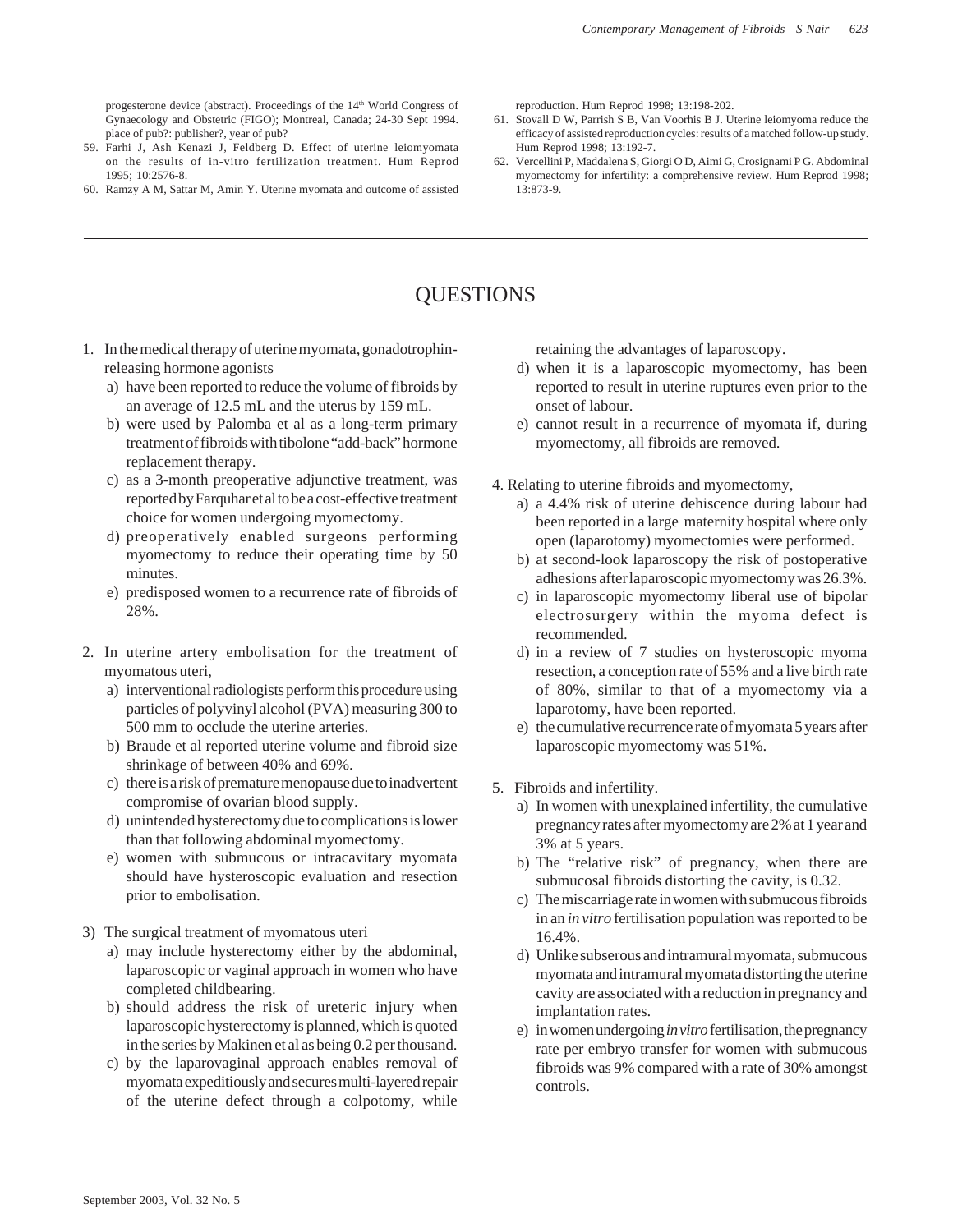progesterone device (abstract). Proceedings of the 14th World Congress of Gynaecology and Obstetric (FIGO); Montreal, Canada; 24-30 Sept 1994. place of pub?: publisher?, year of pub?

59. Farhi J, Ash Kenazi J, Feldberg D. Effect of uterine leiomyomata on the results of in-vitro fertilization treatment. Hum Reprod 1995; 10:2576-8.
60. Ramzy A M, Sattar M, Amin Y. Uterine myomata and outcome of assisted reproduction. Hum Reprod 1998; 13:198-202.
61. Stovall D W, Parrish S B, Van Voorhis B J. Uterine leiomyoma reduce the efficacy of assisted reproduction cycles: results of a matched follow-up study. Hum Reprod 1998; 13:192-7.
62. Vercellini P, Maddalena S, Giorgi O D, Aimi G, Crosignami P G. Abdominal myomectomy for infertility: a comprehensive review. Hum Reprod 1998; 13:873-9.

# QUESTIONS

1. In the medical therapy of uterine myomata, gonadotrophin-releasing hormone agonists
   a) have been reported to reduce the volume of fibroids by an average of 12.5 mL and the uterus by 159 mL.
   b) were used by Palomba et al as a long-term primary treatment of fibroids with tibolone "add-back" hormone replacement therapy.
   c) as a 3-month preoperative adjunctive treatment, was reported by Farquhar et al to be a cost-effective treatment choice for women undergoing myomectomy.
   d) preoperatively enabled surgeons performing myomectomy to reduce their operating time by 50 minutes.
   e) predisposed women to a recurrence rate of fibroids of 28%.

2. In uterine artery embolisation for the treatment of myomatous uteri,
   a) interventional radiologists perform this procedure using particles of polyvinyl alcohol (PVA) measuring 300 to 500 mm to occlude the uterine arteries.
   b) Braude et al reported uterine volume and fibroid size shrinkage of between 40% and 69%.
   c) there is a risk of premature menopause due to inadvertent compromise of ovarian blood supply.
   d) unintended hysterectomy due to complications is lower than that following abdominal myomectomy.
   e) women with submucous or intracavitary myomata should have hysteroscopic evaluation and resection prior to embolisation.

3) The surgical treatment of myomatous uteri
   a) may include hysterectomy either by the abdominal, laparoscopic or vaginal approach in women who have completed childbearing.
   b) should address the risk of ureteric injury when laparoscopic hysterectomy is planned, which is quoted in the series by Makinen et al as being 0.2 per thousand.
   c) by the laparovaginal approach enables removal of myomata expeditiously and secures multi-layered repair of the uterine defect through a colpotomy, while retaining the advantages of laparoscopy.
   d) when it is a laparoscopic myomectomy, has been reported to result in uterine ruptures even prior to the onset of labour.
   e) cannot result in a recurrence of myomata if, during myomectomy, all fibroids are removed.

4. Relating to uterine fibroids and myomectomy,
   a) a 4.4% risk of uterine dehiscence during labour had been reported in a large maternity hospital where only open (laparotomy) myomectomies were performed.
   b) at second-look laparoscopy the risk of postoperative adhesions after laparoscopic myomectomy was 26.3%.
   c) in laparoscopic myomectomy liberal use of bipolar electrosurgery within the myoma defect is recommended.
   d) in a review of 7 studies on hysteroscopic myoma resection, a conception rate of 55% and a live birth rate of 80%, similar to that of a myomectomy via a laparotomy, have been reported.
   e) the cumulative recurrence rate of myomata 5 years after laparoscopic myomectomy was 51%.

5. Fibroids and infertility.
   a) In women with unexplained infertility, the cumulative pregnancy rates after myomectomy are 2% at 1 year and 3% at 5 years.
   b) The "relative risk" of pregnancy, when there are submucosal fibroids distorting the cavity, is 0.32.
   c) The miscarriage rate in women with submucous fibroids in an *in vitro* fertilisation population was reported to be 16.4%.
   d) Unlike subserous and intramural myomata, submucous myomata and intramural myomata distorting the uterine cavity are associated with a reduction in pregnancy and implantation rates.
   e) in women undergoing *in vitro* fertilisation, the pregnancy rate per embryo transfer for women with submucous fibroids was 9% compared with a rate of 30% amongst controls.